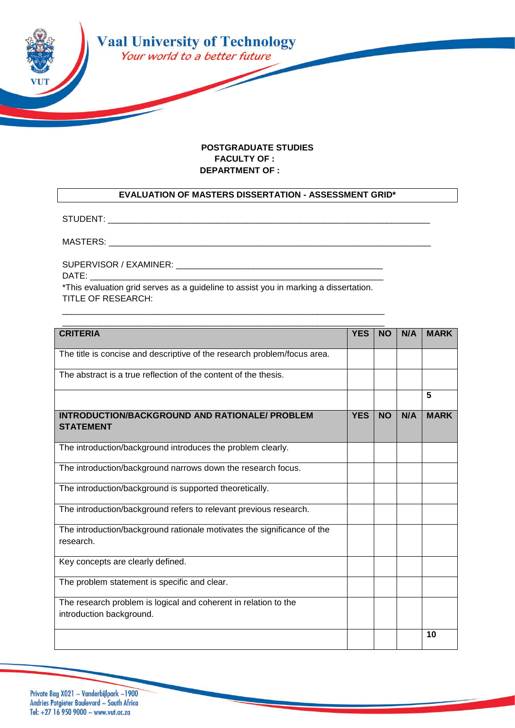Vaal University of Technology

*Your world to a better future*

**POSTGRADUATE STUDIES**
**FACULTY OF :**
**DEPARTMENT OF :**

**EVALUATION OF MASTERS DISSERTATION - ASSESSMENT GRID***

STUDENT: ______________________________________________________________________

MASTERS: ______________________________________________________________________

SUPERVISOR / EXAMINER: ____________________________________________

DATE: _______________________________________________________________

*This evaluation grid serves as a guideline to assist you in marking a dissertation.

TITLE OF RESEARCH:

_____________________________________________________________________

_____________________________________________________________________

| **CRITERIA** | **YES** | **NO** | **N/A** | **MARK** |
|---|---|---|---|---|
| The title is concise and descriptive of the research problem/focus area. | | | | |
| The abstract is a true reflection of the content of the thesis. | | | | |
| | | | | **5** |
| **INTRODUCTION/BACKGROUND AND RATIONALE/ PROBLEM STATEMENT** | **YES** | **NO** | **N/A** | **MARK** |
| The introduction/background introduces the problem clearly. | | | | |
| The introduction/background narrows down the research focus. | | | | |
| The introduction/background is supported theoretically. | | | | |
| The introduction/background refers to relevant previous research. | | | | |
| The introduction/background rationale motivates the significance of the research. | | | | |
| Key concepts are clearly defined. | | | | |
| The problem statement is specific and clear. | | | | |
| The research problem is logical and coherent in relation to the introduction background. | | | | |
| | | | | **10** |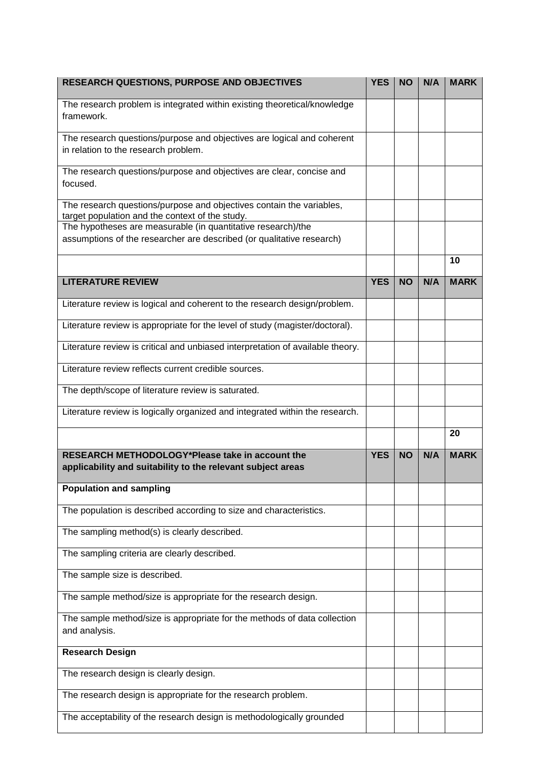| RESEARCH QUESTIONS, PURPOSE AND OBJECTIVES | YES | NO | N/A | MARK |
|---|---|---|---|---|
| The research problem is integrated within existing theoretical/knowledge framework. | | | | |
| The research questions/purpose and objectives are logical and coherent in relation to the research problem. | | | | |
| The research questions/purpose and objectives are clear, concise and focused. | | | | |
| The research questions/purpose and objectives contain the variables, target population and the context of the study. | | | | |
| The hypotheses are measurable (in quantitative research)/the assumptions of the researcher are described (or qualitative research) | | | | |
| | | | | 10 |
| **LITERATURE REVIEW** | **YES** | **NO** | **N/A** | **MARK** |
| Literature review is logical and coherent to the research design/problem. | | | | |
| Literature review is appropriate for the level of study (magister/doctoral). | | | | |
| Literature review is critical and unbiased interpretation of available theory. | | | | |
| Literature review reflects current credible sources. | | | | |
| The depth/scope of literature review is saturated. | | | | |
| Literature review is logically organized and integrated within the research. | | | | |
| | | | | 20 |
| **RESEARCH METHODOLOGY*Please take in account the applicability and suitability to the relevant subject areas** | **YES** | **NO** | **N/A** | **MARK** |
| **Population and sampling** | | | | |
| The population is described according to size and characteristics. | | | | |
| The sampling method(s) is clearly described. | | | | |
| The sampling criteria are clearly described. | | | | |
| The sample size is described. | | | | |
| The sample method/size is appropriate for the research design. | | | | |
| The sample method/size is appropriate for the methods of data collection and analysis. | | | | |
| **Research Design** | | | | |
| The research design is clearly design. | | | | |
| The research design is appropriate for the research problem. | | | | |
| The acceptability of the research design is methodologically grounded | | | | |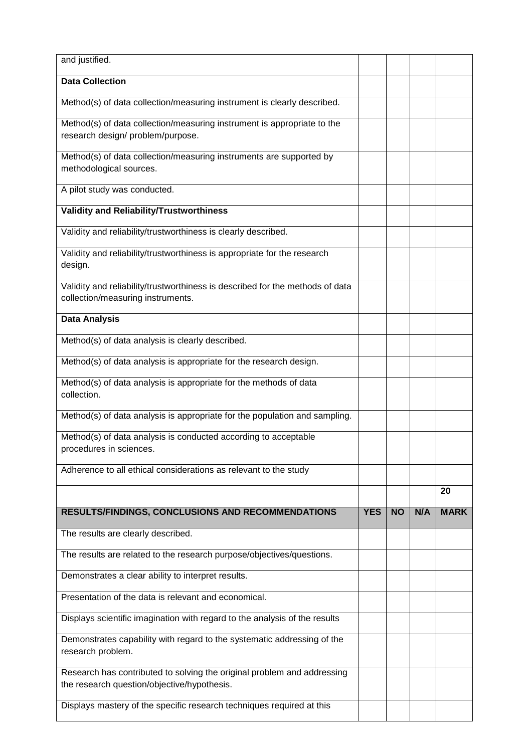| | | | | |
|---|---|---|---|---|
| and justified. | | | | |
| **Data Collection** | | | | |
| Method(s) of data collection/measuring instrument is clearly described. | | | | |
| Method(s) of data collection/measuring instrument is appropriate to the research design/ problem/purpose. | | | | |
| Method(s) of data collection/measuring instruments are supported by methodological sources. | | | | |
| A pilot study was conducted. | | | | |
| **Validity and Reliability/Trustworthiness** | | | | |
| Validity and reliability/trustworthiness is clearly described. | | | | |
| Validity and reliability/trustworthiness is appropriate for the research design. | | | | |
| Validity and reliability/trustworthiness is described for the methods of data collection/measuring instruments. | | | | |
| **Data Analysis** | | | | |
| Method(s) of data analysis is clearly described. | | | | |
| Method(s) of data analysis is appropriate for the research design. | | | | |
| Method(s) of data analysis is appropriate for the methods of data collection. | | | | |
| Method(s) of data analysis is appropriate for the population and sampling. | | | | |
| Method(s) of data analysis is conducted according to acceptable procedures in sciences. | | | | |
| Adherence to all ethical considerations as relevant to the study | | | | |
| | | | | **20** |
| **RESULTS/FINDINGS, CONCLUSIONS AND RECOMMENDATIONS** | **YES** | **NO** | **N/A** | **MARK** |
| The results are clearly described. | | | | |
| The results are related to the research purpose/objectives/questions. | | | | |
| Demonstrates a clear ability to interpret results. | | | | |
| Presentation of the data is relevant and economical. | | | | |
| Displays scientific imagination with regard to the analysis of the results | | | | |
| Demonstrates capability with regard to the systematic addressing of the research problem. | | | | |
| Research has contributed to solving the original problem and addressing the research question/objective/hypothesis. | | | | |
| Displays mastery of the specific research techniques required at this | | | | |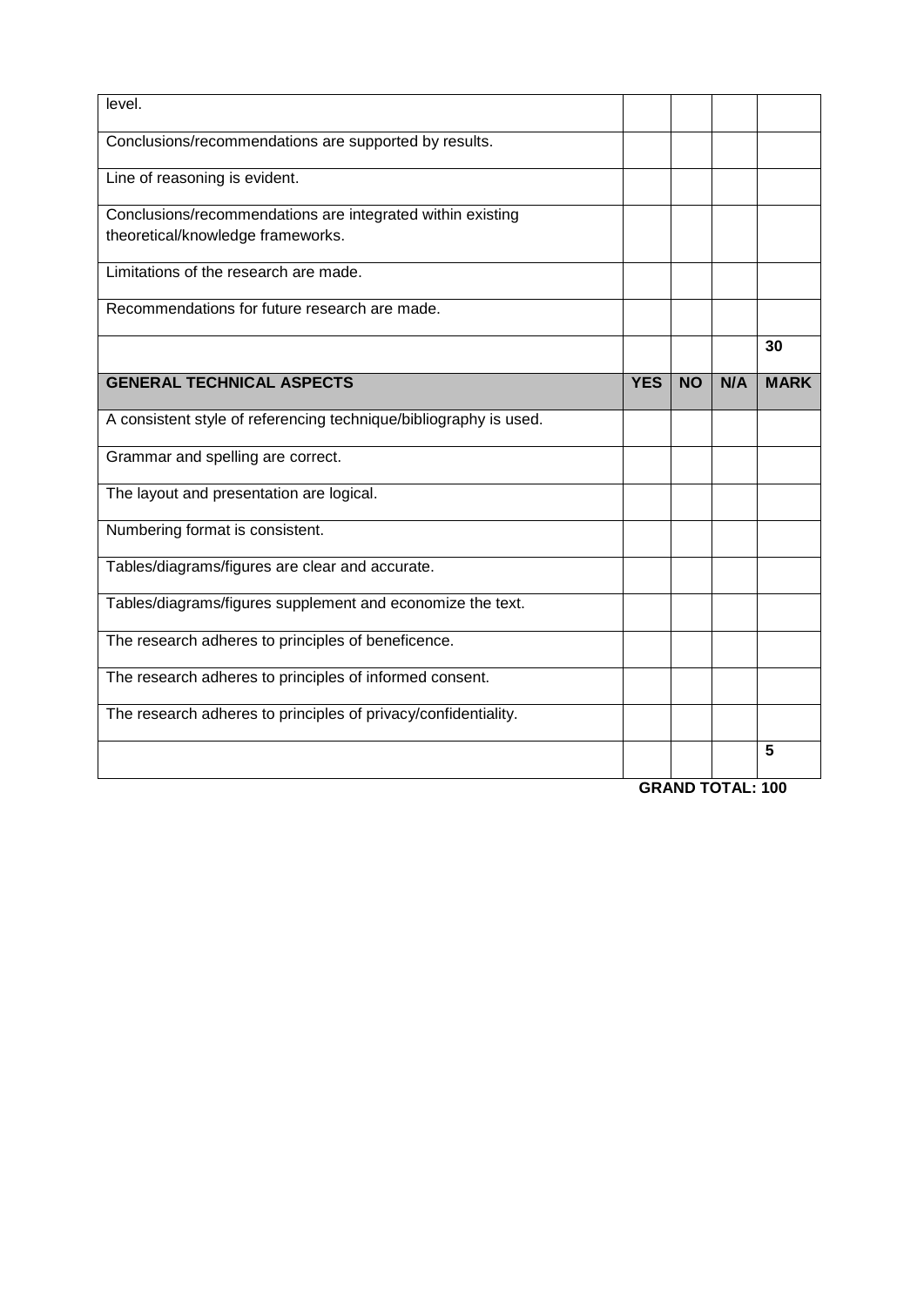| | | | | |
|---|---|---|---|---|
| level. | | | | |
| Conclusions/recommendations are supported by results. | | | | |
| Line of reasoning is evident. | | | | |
| Conclusions/recommendations are integrated within existing theoretical/knowledge frameworks. | | | | |
| Limitations of the research are made. | | | | |
| Recommendations for future research are made. | | | | |
| | | | | **30** |
| **GENERAL TECHNICAL ASPECTS** | **YES** | **NO** | **N/A** | **MARK** |
| A consistent style of referencing technique/bibliography is used. | | | | |
| Grammar and spelling are correct. | | | | |
| The layout and presentation are logical. | | | | |
| Numbering format is consistent. | | | | |
| Tables/diagrams/figures are clear and accurate. | | | | |
| Tables/diagrams/figures supplement and economize the text. | | | | |
| The research adheres to principles of beneficence. | | | | |
| The research adheres to principles of informed consent. | | | | |
| The research adheres to principles of privacy/confidentiality. | | | | |
| | | | | **5** |

**GRAND TOTAL: 100**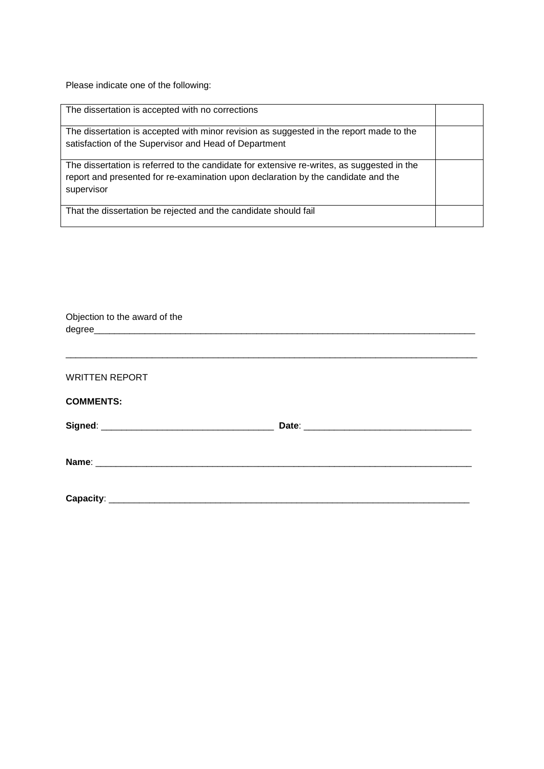Please indicate one of the following:

| | |
|---|---|
| The dissertation is accepted with no corrections | |
| The dissertation is accepted with minor revision as suggested in the report made to the satisfaction of the Supervisor and Head of Department | |
| The dissertation is referred to the candidate for extensive re-writes, as suggested in the report and presented for re-examination upon declaration by the candidate and the supervisor | |
| That the dissertation be rejected and the candidate should fail | |

Objection to the award of the degree_____________________________________________________________________________

_____________________________________________________________________________________

WRITTEN REPORT

**COMMENTS:**

**Signed**: __________________________________ **Date**: _________________________________

**Name**: ___________________________________________________________________________

**Capacity**: ________________________________________________________________________